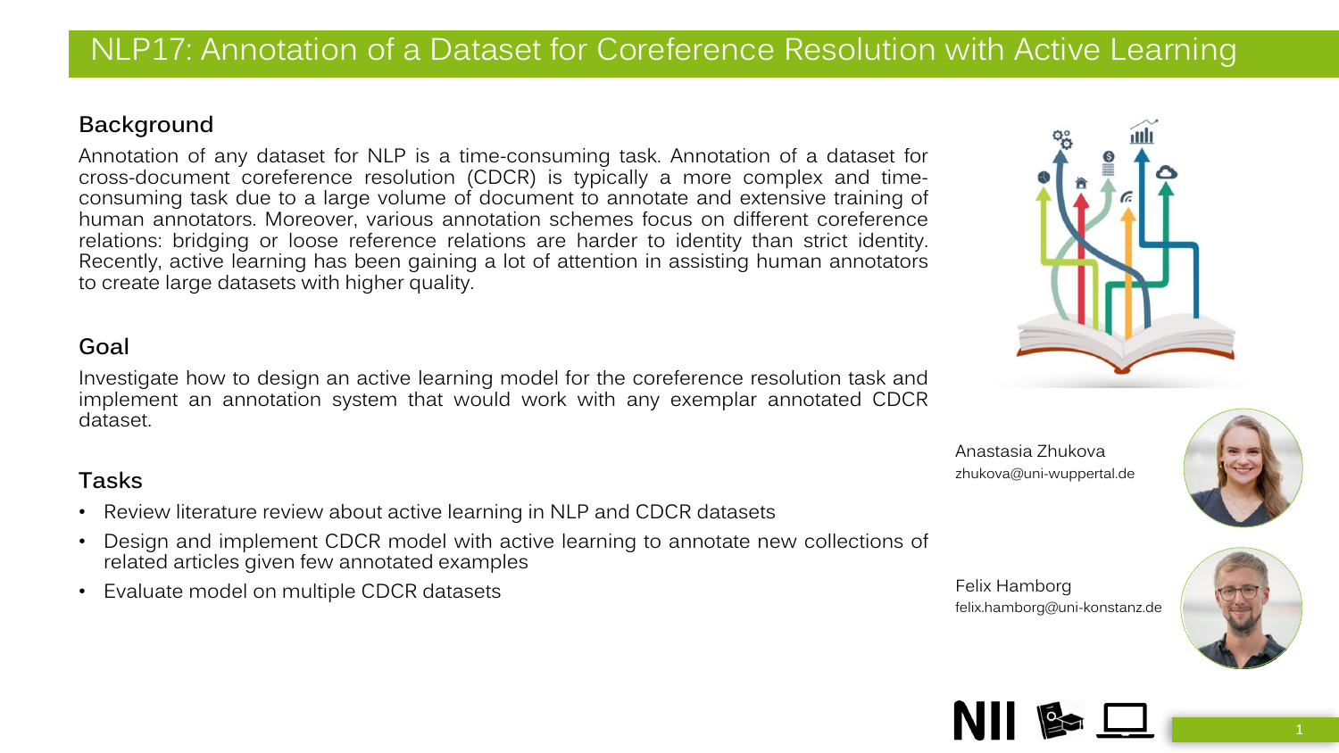# NLP17: Annotation of a Dataset for Coreference Resolution with Active Learning

## Background

Annotation of any dataset for NLP is a time-consuming task. Annotation of a dataset for cross-document coreference resolution (CDCR) is typically a more complex and time-consuming task due to a large volume of document to annotate and extensive training of human annotators. Moreover, various annotation schemes focus on different coreference relations: bridging or loose reference relations are harder to identity than strict identity. Recently, active learning has been gaining a lot of attention in assisting human annotators to create large datasets with higher quality.

## Goal

Investigate how to design an active learning model for the coreference resolution task and implement an annotation system that would work with any exemplar annotated CDCR dataset.

## Tasks

- Review literature review about active learning in NLP and CDCR datasets
- Design and implement CDCR model with active learning to annotate new collections of related articles given few annotated examples
- Evaluate model on multiple CDCR datasets

Anastasia Zhukova
zhukova@uni-wuppertal.de

Felix Hamborg
felix.hamborg@uni-konstanz.de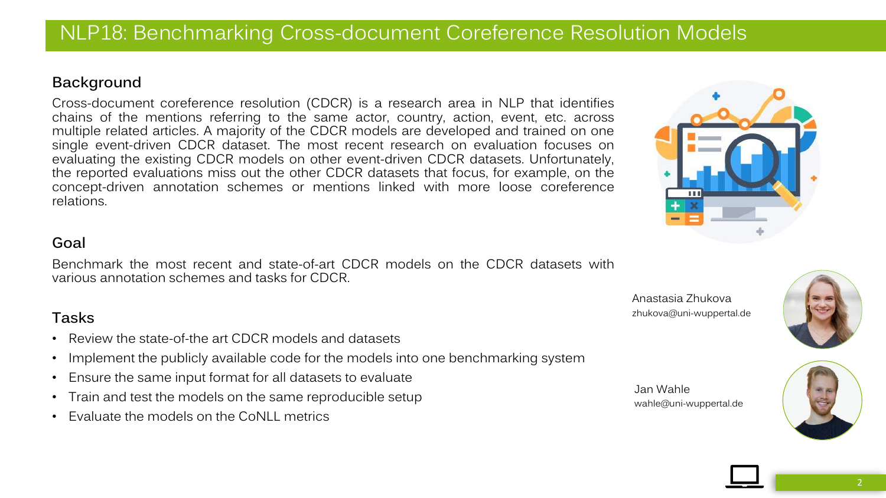# NLP18: Benchmarking Cross-document Coreference Resolution Models

## Background

Cross-document coreference resolution (CDCR) is a research area in NLP that identifies chains of the mentions referring to the same actor, country, action, event, etc. across multiple related articles. A majority of the CDCR models are developed and trained on one single event-driven CDCR dataset. The most recent research on evaluation focuses on evaluating the existing CDCR models on other event-driven CDCR datasets. Unfortunately, the reported evaluations miss out the other CDCR datasets that focus, for example, on the concept-driven annotation schemes or mentions linked with more loose coreference relations.

## Goal

Benchmark the most recent and state-of-art CDCR models on the CDCR datasets with various annotation schemes and tasks for CDCR.

## Tasks

- Review the state-of-the art CDCR models and datasets
- Implement the publicly available code for the models into one benchmarking system
- Ensure the same input format for all datasets to evaluate
- Train and test the models on the same reproducible setup
- Evaluate the models on the CoNLL metrics

Anastasia Zhukova
zhukova@uni-wuppertal.de

Jan Wahle
wahle@uni-wuppertal.de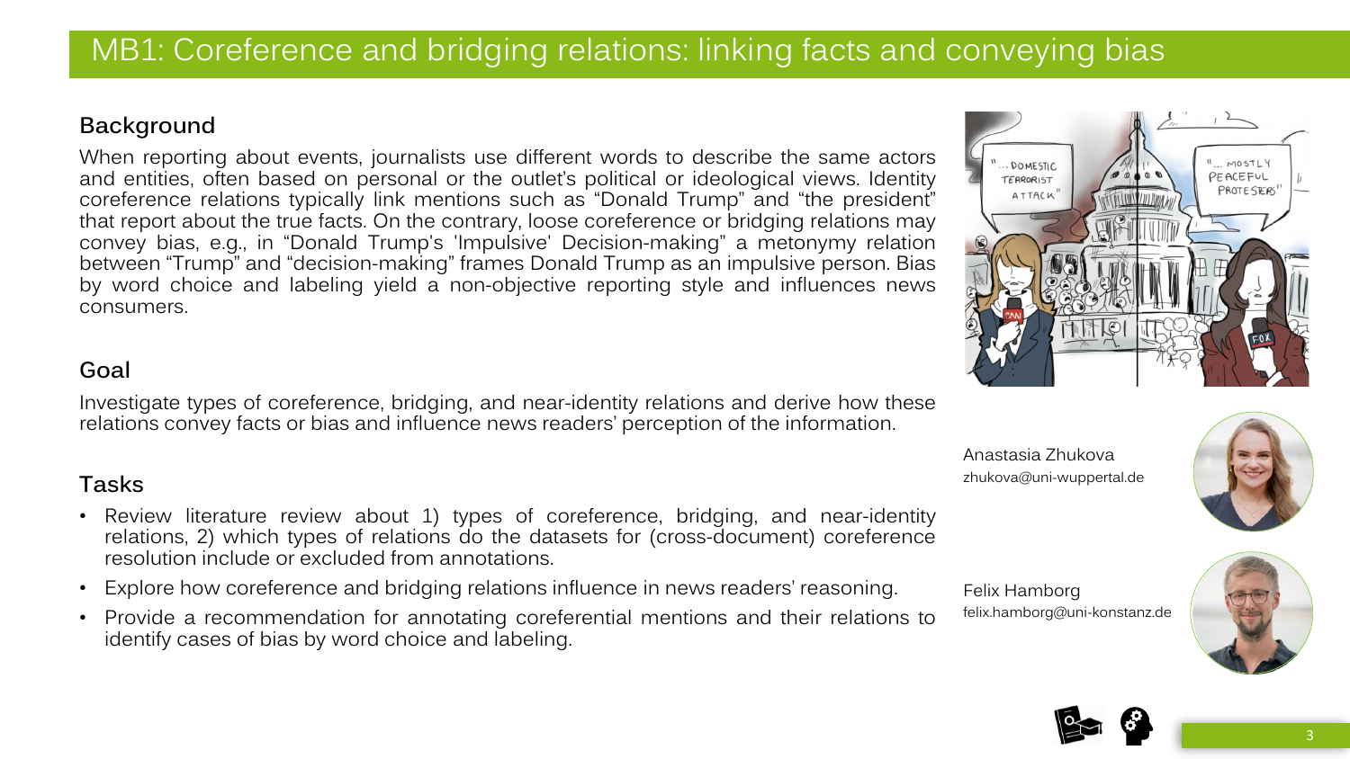# MB1: Coreference and bridging relations: linking facts and conveying bias

## Background

When reporting about events, journalists use different words to describe the same actors and entities, often based on personal or the outlet's political or ideological views. Identity coreference relations typically link mentions such as "Donald Trump" and "the president" that report about the true facts. On the contrary, loose coreference or bridging relations may convey bias, e.g., in "Donald Trump's 'Impulsive' Decision-making" a metonymy relation between "Trump" and "decision-making" frames Donald Trump as an impulsive person. Bias by word choice and labeling yield a non-objective reporting style and influences news consumers.

## Goal

Investigate types of coreference, bridging, and near-identity relations and derive how these relations convey facts or bias and influence news readers' perception of the information.

## Tasks

- Review literature review about 1) types of coreference, bridging, and near-identity relations, 2) which types of relations do the datasets for (cross-document) coreference resolution include or excluded from annotations.
- Explore how coreference and bridging relations influence in news readers' reasoning.
- Provide a recommendation for annotating coreferential mentions and their relations to identify cases of bias by word choice and labeling.

Anastasia Zhukova
zhukova@uni-wuppertal.de

Felix Hamborg
felix.hamborg@uni-konstanz.de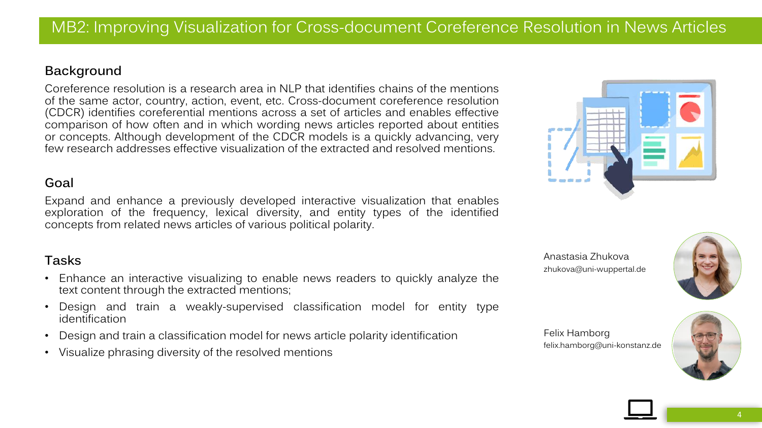# MB2: Improving Visualization for Cross-document Coreference Resolution in News Articles

## Background

Coreference resolution is a research area in NLP that identifies chains of the mentions of the same actor, country, action, event, etc. Cross-document coreference resolution (CDCR) identifies coreferential mentions across a set of articles and enables effective comparison of how often and in which wording news articles reported about entities or concepts. Although development of the CDCR models is a quickly advancing, very few research addresses effective visualization of the extracted and resolved mentions.

## Goal

Expand and enhance a previously developed interactive visualization that enables exploration of the frequency, lexical diversity, and entity types of the identified concepts from related news articles of various political polarity.

## Tasks

- Enhance an interactive visualizing to enable news readers to quickly analyze the text content through the extracted mentions;
- Design and train a weakly-supervised classification model for entity type identification
- Design and train a classification model for news article polarity identification
- Visualize phrasing diversity of the resolved mentions

Anastasia Zhukova
zhukova@uni-wuppertal.de

Felix Hamborg
felix.hamborg@uni-konstanz.de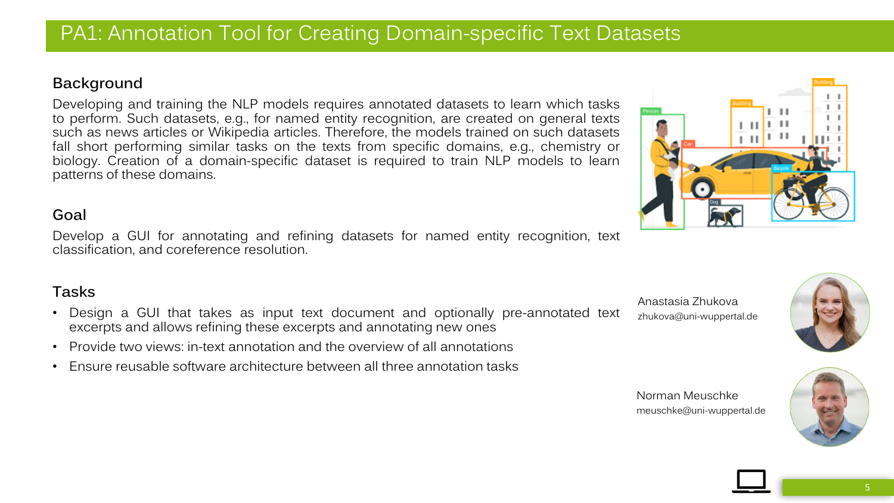# PA1: Annotation Tool for Creating Domain-specific Text Datasets

## Background

Developing and training the NLP models requires annotated datasets to learn which tasks to perform. Such datasets, e.g., for named entity recognition, are created on general texts such as news articles or Wikipedia articles. Therefore, the models trained on such datasets fall short performing similar tasks on the texts from specific domains, e.g., chemistry or biology. Creation of a domain-specific dataset is required to train NLP models to learn patterns of these domains.

## Goal

Develop a GUI for annotating and refining datasets for named entity recognition, text classification, and coreference resolution.

## Tasks

- Design a GUI that takes as input text document and optionally pre-annotated text excerpts and allows refining these excerpts and annotating new ones
- Provide two views: in-text annotation and the overview of all annotations
- Ensure reusable software architecture between all three annotation tasks

Anastasia Zhukova
zhukova@uni-wuppertal.de

Norman Meuschke
meuschke@uni-wuppertal.de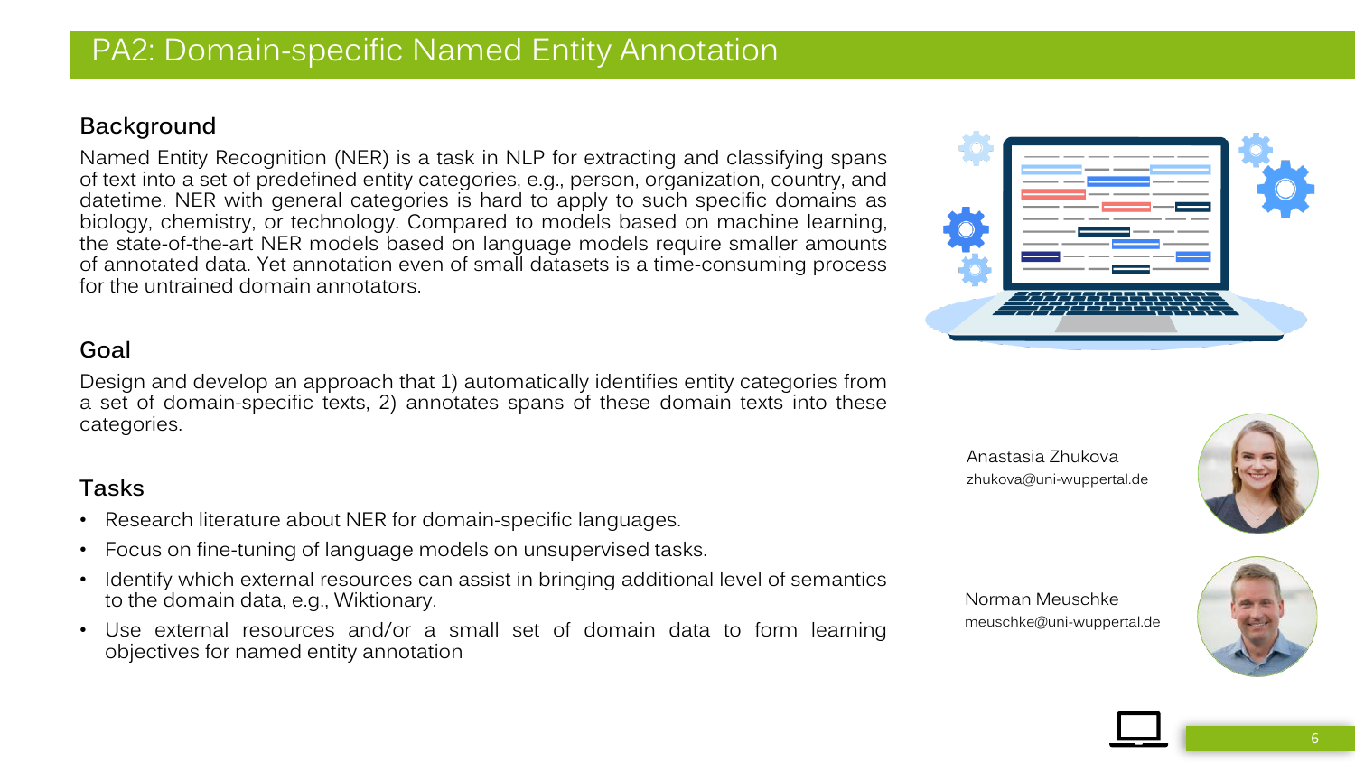# PA2: Domain-specific Named Entity Annotation

## Background

Named Entity Recognition (NER) is a task in NLP for extracting and classifying spans of text into a set of predefined entity categories, e.g., person, organization, country, and datetime. NER with general categories is hard to apply to such specific domains as biology, chemistry, or technology. Compared to models based on machine learning, the state-of-the-art NER models based on language models require smaller amounts of annotated data. Yet annotation even of small datasets is a time-consuming process for the untrained domain annotators.

## Goal

Design and develop an approach that 1) automatically identifies entity categories from a set of domain-specific texts, 2) annotates spans of these domain texts into these categories.

## Tasks

- Research literature about NER for domain-specific languages.
- Focus on fine-tuning of language models on unsupervised tasks.
- Identify which external resources can assist in bringing additional level of semantics to the domain data, e.g., Wiktionary.
- Use external resources and/or a small set of domain data to form learning objectives for named entity annotation

Anastasia Zhukova
zhukova@uni-wuppertal.de

Norman Meuschke
meuschke@uni-wuppertal.de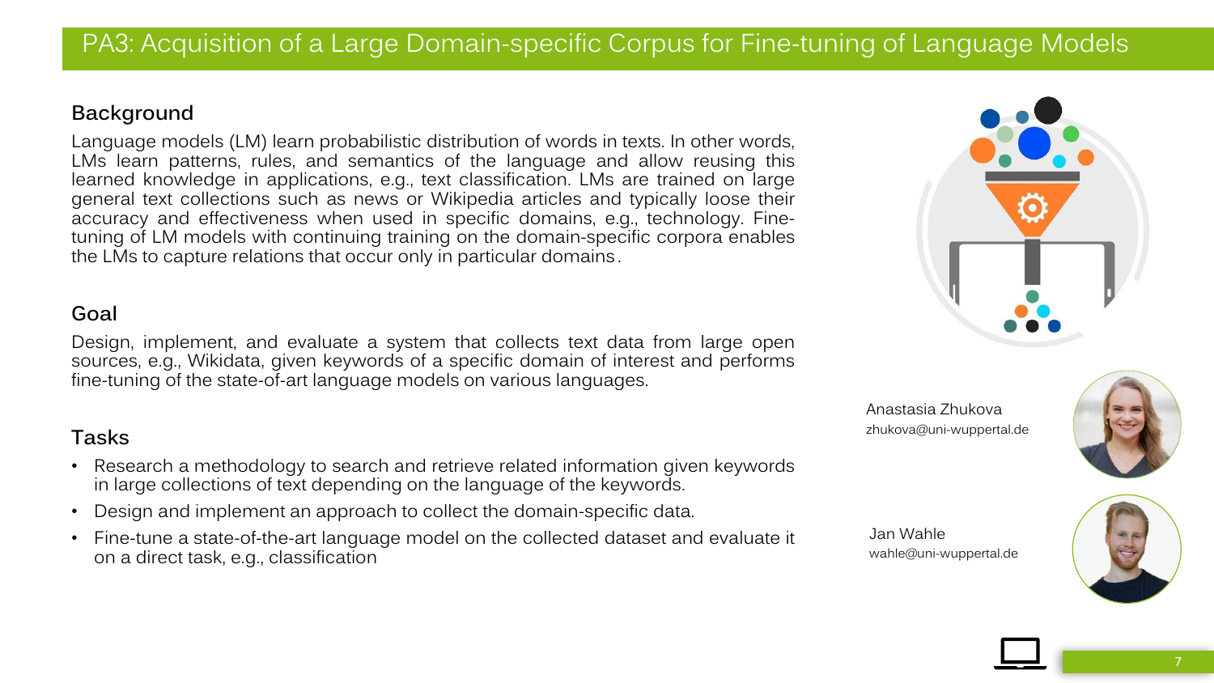# PA3: Acquisition of a Large Domain-specific Corpus for Fine-tuning of Language Models

## Background

Language models (LM) learn probabilistic distribution of words in texts. In other words, LMs learn patterns, rules, and semantics of the language and allow reusing this learned knowledge in applications, e.g., text classification. LMs are trained on large general text collections such as news or Wikipedia articles and typically loose their accuracy and effectiveness when used in specific domains, e.g., technology. Fine-tuning of LM models with continuing training on the domain-specific corpora enables the LMs to capture relations that occur only in particular domains.

## Goal

Design, implement, and evaluate a system that collects text data from large open sources, e.g., Wikidata, given keywords of a specific domain of interest and performs fine-tuning of the state-of-art language models on various languages.

## Tasks

- Research a methodology to search and retrieve related information given keywords in large collections of text depending on the language of the keywords.
- Design and implement an approach to collect the domain-specific data.
- Fine-tune a state-of-the-art language model on the collected dataset and evaluate it on a direct task, e.g., classification

Anastasia Zhukova
zhukova@uni-wuppertal.de

Jan Wahle
wahle@uni-wuppertal.de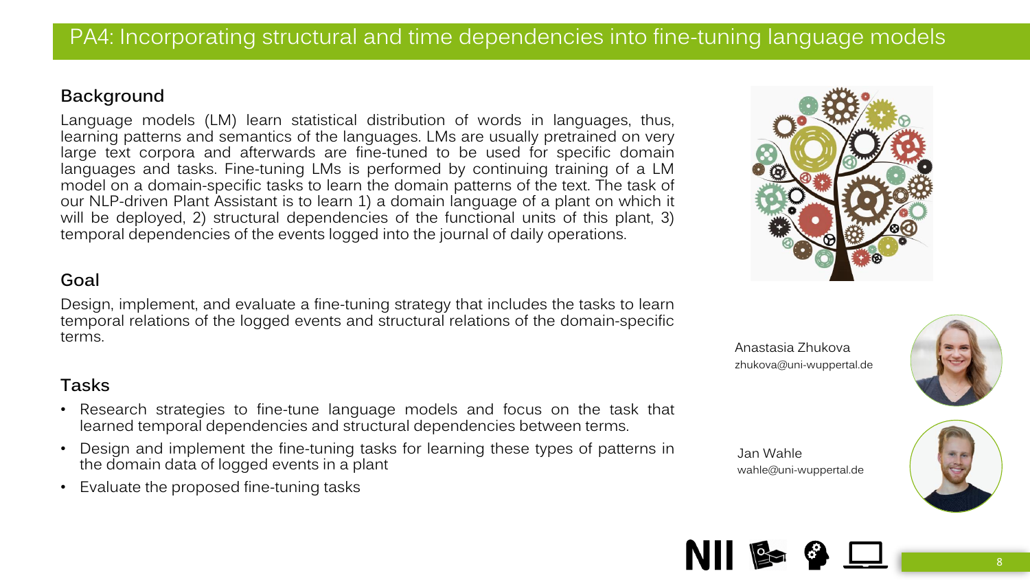# PA4: Incorporating structural and time dependencies into fine-tuning language models

## Background

Language models (LM) learn statistical distribution of words in languages, thus, learning patterns and semantics of the languages. LMs are usually pretrained on very large text corpora and afterwards are fine-tuned to be used for specific domain languages and tasks. Fine-tuning LMs is performed by continuing training of a LM model on a domain-specific tasks to learn the domain patterns of the text. The task of our NLP-driven Plant Assistant is to learn 1) a domain language of a plant on which it will be deployed, 2) structural dependencies of the functional units of this plant, 3) temporal dependencies of the events logged into the journal of daily operations.

## Goal

Design, implement, and evaluate a fine-tuning strategy that includes the tasks to learn temporal relations of the logged events and structural relations of the domain-specific terms.

## Tasks

- Research strategies to fine-tune language models and focus on the task that learned temporal dependencies and structural dependencies between terms.
- Design and implement the fine-tuning tasks for learning these types of patterns in the domain data of logged events in a plant
- Evaluate the proposed fine-tuning tasks

Anastasia Zhukova
zhukova@uni-wuppertal.de

Jan Wahle
wahle@uni-wuppertal.de